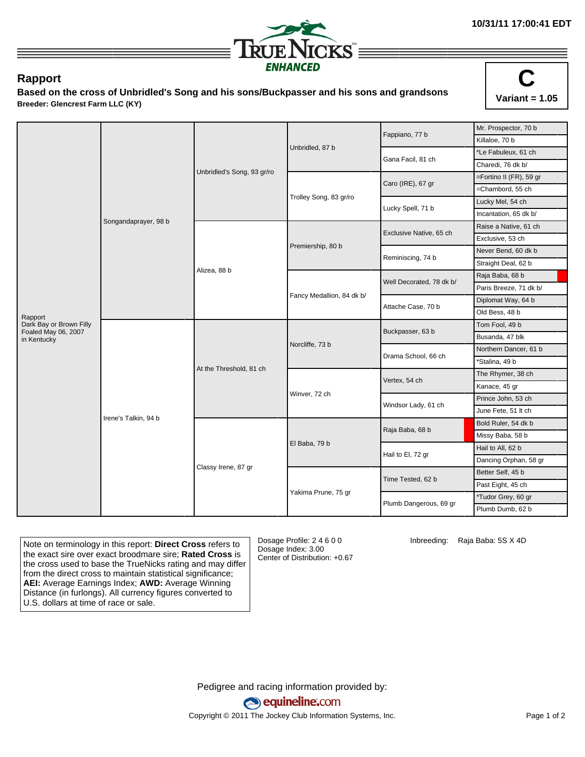10/31/11 17:00:41 EDT

# Rapport

**Based on the cross of Unbridled's Song and his sons/Buckpasser and his sons and grandsons**

**Breeder: Glencrest Farm LLC (KY)**

**C**
**Variant = 1.05**

| | | | | | |
|---|---|---|---|---|---|
| Rapport<br>Dark Bay or Brown Filly<br>Foaled May 06, 2007<br>in Kentucky | Songandaprayer, 98 b | Unbridled's Song, 93 gr/ro | Unbridled, 87 b | Fappiano, 77 b | Mr. Prospector, 70 b |
| | | | | | Killaloe, 70 b |
| | | | | Gana Facil, 81 ch | *Le Fabuleux, 61 ch |
| | | | | | Charedi, 76 dk b/ |
| | | | Trolley Song, 83 gr/ro | Caro (IRE), 67 gr | =Fortino II (FR), 59 gr |
| | | | | | =Chambord, 55 ch |
| | | | | Lucky Spell, 71 b | Lucky Mel, 54 ch |
| | | | | | Incantation, 65 dk b/ |
| | | Alizea, 88 b | Premiership, 80 b | Exclusive Native, 65 ch | Raise a Native, 61 ch |
| | | | | | Exclusive, 53 ch |
| | | | | Reminiscing, 74 b | Never Bend, 60 dk b |
| | | | | | Straight Deal, 62 b |
| | | | Fancy Medallion, 84 dk b/ | Well Decorated, 78 dk b/ | Raja Baba, 68 b |
| | | | | | Paris Breeze, 71 dk b/ |
| | | | | Attache Case, 70 b | Diplomat Way, 64 b |
| | | | | | Old Bess, 48 b |
| | Irene's Talkin, 94 b | At the Threshold, 81 ch | Norcliffe, 73 b | Buckpasser, 63 b | Tom Fool, 49 b |
| | | | | | Busanda, 47 blk |
| | | | | Drama School, 66 ch | Northern Dancer, 61 b |
| | | | | | *Stalina, 49 b |
| | | | Winver, 72 ch | Vertex, 54 ch | The Rhymer, 38 ch |
| | | | | | Kanace, 45 gr |
| | | | | Windsor Lady, 61 ch | Prince John, 53 ch |
| | | | | | June Fete, 51 lt ch |
| | | Classy Irene, 87 gr | El Baba, 79 b | Raja Baba, 68 b | Bold Ruler, 54 dk b |
| | | | | | Missy Baba, 58 b |
| | | | | Hail to El, 72 gr | Hail to All, 62 b |
| | | | | | Dancing Orphan, 58 gr |
| | | | Yakima Prune, 75 gr | Time Tested, 62 b | Better Self, 45 b |
| | | | | | Past Eight, 45 ch |
| | | | | Plumb Dangerous, 69 gr | *Tudor Grey, 60 gr |
| | | | | | Plumb Dumb, 62 b |

Note on terminology in this report: **Direct Cross** refers to the exact sire over exact broodmare sire; **Rated Cross** is the cross used to base the TrueNicks rating and may differ from the direct cross to maintain statistical significance; **AEI:** Average Earnings Index; **AWD:** Average Winning Distance (in furlongs). All currency figures converted to U.S. dollars at time of race or sale.

Dosage Profile: 2 4 6 0 0
Dosage Index: 3.00
Center of Distribution: +0.67

Inbreeding: Raja Baba: 5S X 4D

Pedigree and racing information provided by:
equineline.com
Copyright © 2011 The Jockey Club Information Systems, Inc.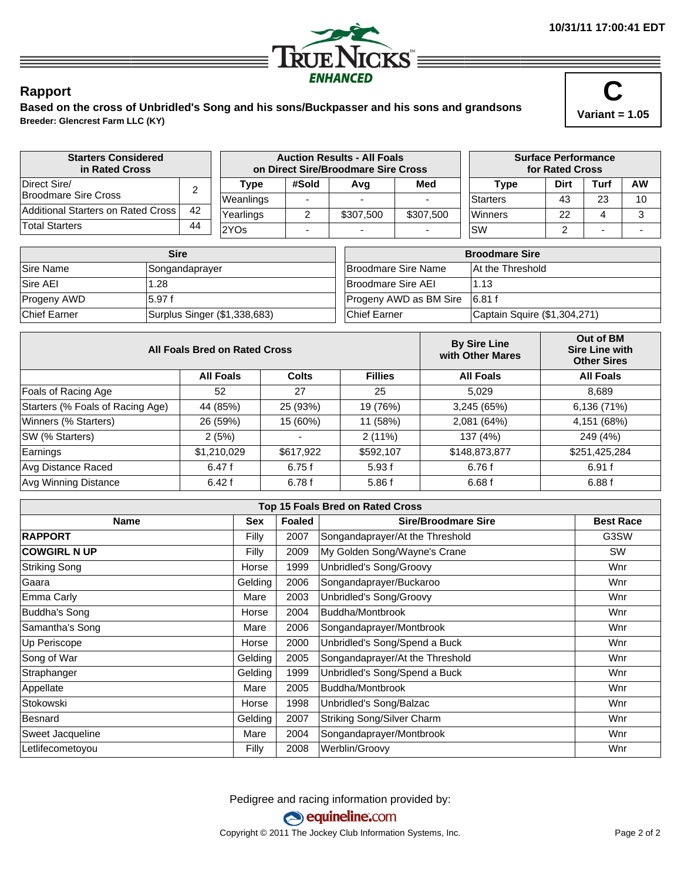10/31/11 17:00:41 EDT

TRUE NICKS ENHANCED

## Rapport

**Based on the cross of Unbridled's Song and his sons/Buckpasser and his sons and grandsons**

**Breeder: Glencrest Farm LLC (KY)**

**C**

**Variant = 1.05**

| Starters Considered in Rated Cross | |
|---|---|
| Direct Sire/ Broodmare Sire Cross | 2 |
| Additional Starters on Rated Cross | 42 |
| Total Starters | 44 |

| Auction Results - All Foals on Direct Sire/Broodmare Sire Cross | | | |
|---|---|---|---|
| **Type** | **#Sold** | **Avg** | **Med** |
| Weanlings | - | - | - |
| Yearlings | 2 | $307,500 | $307,500 |
| 2YOs | - | - | - |

| Surface Performance for Rated Cross | | | |
|---|---|---|---|
| **Type** | **Dirt** | **Turf** | **AW** |
| Starters | 43 | 23 | 10 |
| Winners | 22 | 4 | 3 |
| SW | 2 | - | - |

| Sire | |
|---|---|
| Sire Name | Songandaprayer |
| Sire AEI | 1.28 |
| Progeny AWD | 5.97 f |
| Chief Earner | Surplus Singer ($1,338,683) |

| Broodmare Sire | |
|---|---|
| Broodmare Sire Name | At the Threshold |
| Broodmare Sire AEI | 1.13 |
| Progeny AWD as BM Sire | 6.81 f |
| Chief Earner | Captain Squire ($1,304,271) |

| All Foals Bred on Rated Cross | | | | By Sire Line with Other Mares | Out of BM Sire Line with Other Sires |
|---|---|---|---|---|---|
| | **All Foals** | **Colts** | **Fillies** | **All Foals** | **All Foals** |
| Foals of Racing Age | 52 | 27 | 25 | 5,029 | 8,689 |
| Starters (% Foals of Racing Age) | 44 (85%) | 25 (93%) | 19 (76%) | 3,245 (65%) | 6,136 (71%) |
| Winners (% Starters) | 26 (59%) | 15 (60%) | 11 (58%) | 2,081 (64%) | 4,151 (68%) |
| SW (% Starters) | 2 (5%) | - | 2 (11%) | 137 (4%) | 249 (4%) |
| Earnings | $1,210,029 | $617,922 | $592,107 | $148,873,877 | $251,425,284 |
| Avg Distance Raced | 6.47 f | 6.75 f | 5.93 f | 6.76 f | 6.91 f |
| Avg Winning Distance | 6.42 f | 6.78 f | 5.86 f | 6.68 f | 6.88 f |

**Top 15 Foals Bred on Rated Cross**

| Name | Sex | Foaled | Sire/Broodmare Sire | Best Race |
|---|---|---|---|---|
| **RAPPORT** | Filly | 2007 | Songandaprayer/At the Threshold | G3SW |
| **COWGIRL N UP** | Filly | 2009 | My Golden Song/Wayne's Crane | SW |
| Striking Song | Horse | 1999 | Unbridled's Song/Groovy | Wnr |
| Gaara | Gelding | 2006 | Songandaprayer/Buckaroo | Wnr |
| Emma Carly | Mare | 2003 | Unbridled's Song/Groovy | Wnr |
| Buddha's Song | Horse | 2004 | Buddha/Montbrook | Wnr |
| Samantha's Song | Mare | 2006 | Songandaprayer/Montbrook | Wnr |
| Up Periscope | Horse | 2000 | Unbridled's Song/Spend a Buck | Wnr |
| Song of War | Gelding | 2005 | Songandaprayer/At the Threshold | Wnr |
| Straphanger | Gelding | 1999 | Unbridled's Song/Spend a Buck | Wnr |
| Appellate | Mare | 2005 | Buddha/Montbrook | Wnr |
| Stokowski | Horse | 1998 | Unbridled's Song/Balzac | Wnr |
| Besnard | Gelding | 2007 | Striking Song/Silver Charm | Wnr |
| Sweet Jacqueline | Mare | 2004 | Songandaprayer/Montbrook | Wnr |
| Letlifecometoyou | Filly | 2008 | Werblin/Groovy | Wnr |

Pedigree and racing information provided by:

equineline.com

Copyright © 2011 The Jockey Club Information Systems, Inc.